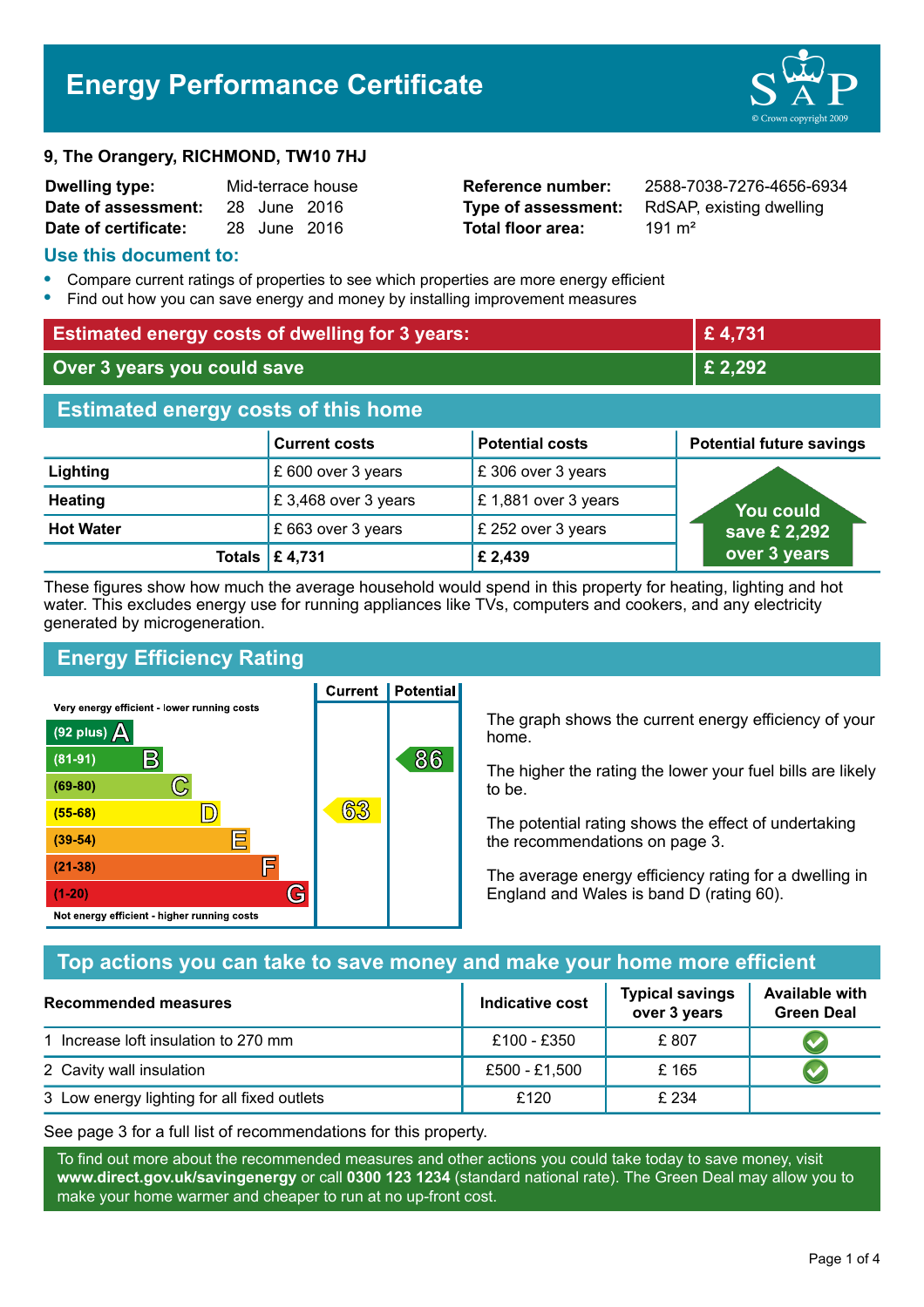# Energy Performance Certificate

**9, The Orangery, RICHMOND, TW10 7HJ**

| | | | |
|---|---|---|---|
| **Dwelling type:** | Mid-terrace house | **Reference number:** | 2588-7038-7276-4656-6934 |
| **Date of assessment:** | 28 June 2016 | **Type of assessment:** | RdSAP, existing dwelling |
| **Date of certificate:** | 28 June 2016 | **Total floor area:** | 191 m² |

## Use this document to:

- Compare current ratings of properties to see which properties are more energy efficient
- Find out how you can save energy and money by installing improvement measures

| | |
|---|---|
| **Estimated energy costs of dwelling for 3 years:** | **£ 4,731** |
| **Over 3 years you could save** | **£ 2,292** |

## Estimated energy costs of this home

| | Current costs | Potential costs | Potential future savings |
|---|---|---|---|
| **Lighting** | £ 600 over 3 years | £ 306 over 3 years | You could save £ 2,292 over 3 years |
| **Heating** | £ 3,468 over 3 years | £ 1,881 over 3 years | |
| **Hot Water** | £ 663 over 3 years | £ 252 over 3 years | |
| **Totals** | **£ 4,731** | **£ 2,439** | |

These figures show how much the average household would spend in this property for heating, lighting and hot water. This excludes energy use for running appliances like TVs, computers and cookers, and any electricity generated by microgeneration.

## Energy Efficiency Rating

| Rating band | Current | Potential |
|---|---|---|
| Very energy efficient - lower running costs | | |
| (92 plus) A | | |
| (81-91) B | | 86 |
| (69-80) C | | |
| (55-68) D | 63 | |
| (39-54) E | | |
| (21-38) F | | |
| (1-20) G | | |
| Not energy efficient - higher running costs | | |

The graph shows the current energy efficiency of your home.

The higher the rating the lower your fuel bills are likely to be.

The potential rating shows the effect of undertaking the recommendations on page 3.

The average energy efficiency rating for a dwelling in England and Wales is band D (rating 60).

## Top actions you can take to save money and make your home more efficient

| Recommended measures | Indicative cost | Typical savings over 3 years | Available with Green Deal |
|---|---|---|---|
| 1 Increase loft insulation to 270 mm | £100 - £350 | £ 807 | ✓ |
| 2 Cavity wall insulation | £500 - £1,500 | £ 165 | ✓ |
| 3 Low energy lighting for all fixed outlets | £120 | £ 234 | |

See page 3 for a full list of recommendations for this property.

To find out more about the recommended measures and other actions you could take today to save money, visit **www.direct.gov.uk/savingenergy** or call **0300 123 1234** (standard national rate). The Green Deal may allow you to make your home warmer and cheaper to run at no up-front cost.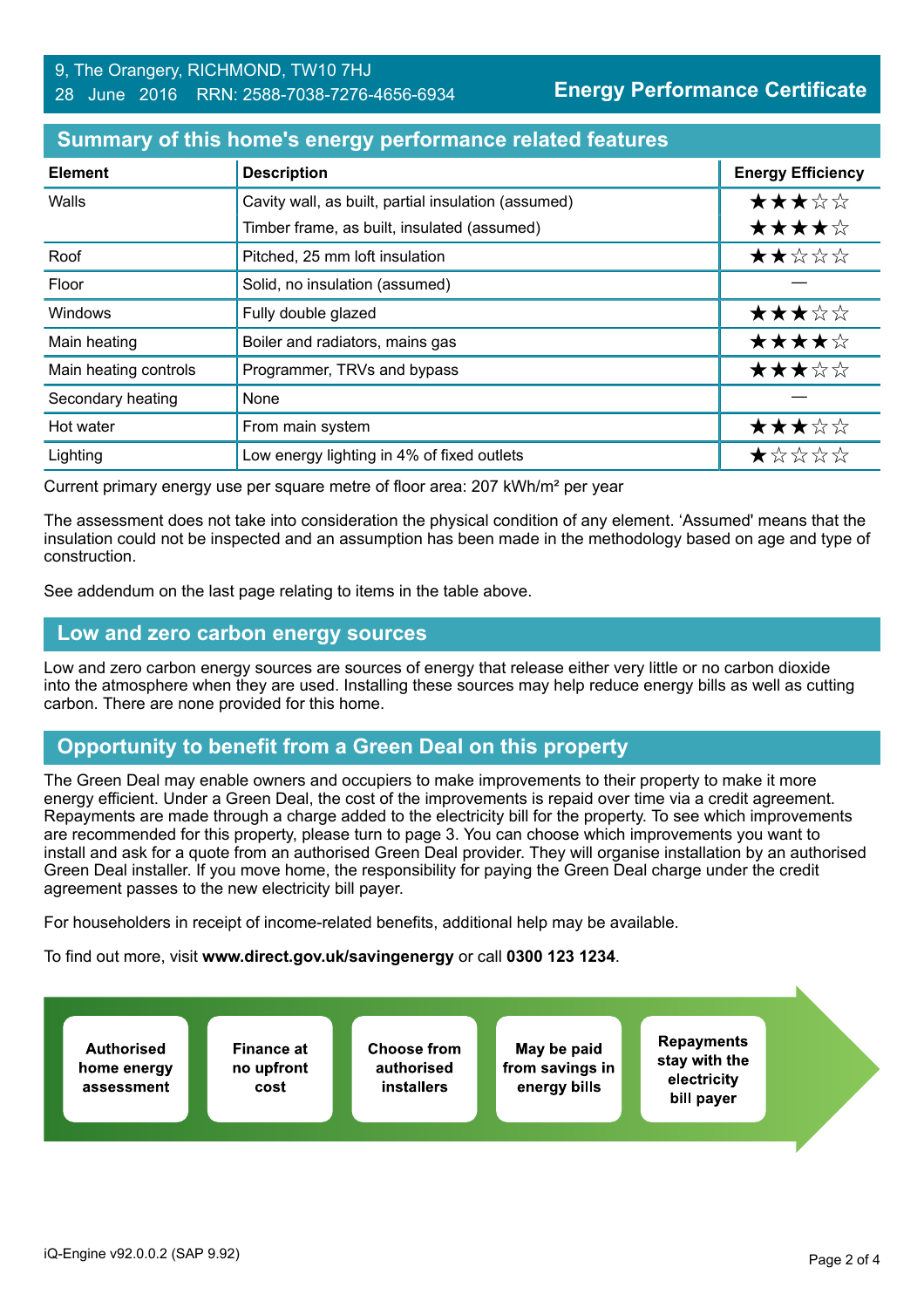9, The Orangery, RICHMOND, TW10 7HJ
28 June 2016 RRN: 2588-7038-7276-4656-6934

**Energy Performance Certificate**

## Summary of this home's energy performance related features

| Element | Description | Energy Efficiency |
|---|---|---|
| Walls | Cavity wall, as built, partial insulation (assumed) | ★★★☆☆ |
| | Timber frame, as built, insulated (assumed) | ★★★★☆ |
| Roof | Pitched, 25 mm loft insulation | ★★☆☆☆ |
| Floor | Solid, no insulation (assumed) | — |
| Windows | Fully double glazed | ★★★☆☆ |
| Main heating | Boiler and radiators, mains gas | ★★★★☆ |
| Main heating controls | Programmer, TRVs and bypass | ★★★☆☆ |
| Secondary heating | None | — |
| Hot water | From main system | ★★★☆☆ |
| Lighting | Low energy lighting in 4% of fixed outlets | ★☆☆☆☆ |

Current primary energy use per square metre of floor area: 207 kWh/m² per year

The assessment does not take into consideration the physical condition of any element. 'Assumed' means that the insulation could not be inspected and an assumption has been made in the methodology based on age and type of construction.

See addendum on the last page relating to items in the table above.

## Low and zero carbon energy sources

Low and zero carbon energy sources are sources of energy that release either very little or no carbon dioxide into the atmosphere when they are used. Installing these sources may help reduce energy bills as well as cutting carbon. There are none provided for this home.

## Opportunity to benefit from a Green Deal on this property

The Green Deal may enable owners and occupiers to make improvements to their property to make it more energy efficient. Under a Green Deal, the cost of the improvements is repaid over time via a credit agreement. Repayments are made through a charge added to the electricity bill for the property. To see which improvements are recommended for this property, please turn to page 3. You can choose which improvements you want to install and ask for a quote from an authorised Green Deal provider. They will organise installation by an authorised Green Deal installer. If you move home, the responsibility for paying the Green Deal charge under the credit agreement passes to the new electricity bill payer.

For householders in receipt of income-related benefits, additional help may be available.

To find out more, visit **www.direct.gov.uk/savingenergy** or call **0300 123 1234**.

**Authorised home energy assessment**

**Finance at no upfront cost**

**Choose from authorised installers**

**May be paid from savings in energy bills**

**Repayments stay with the electricity bill payer**

iQ-Engine v92.0.0.2 (SAP 9.92)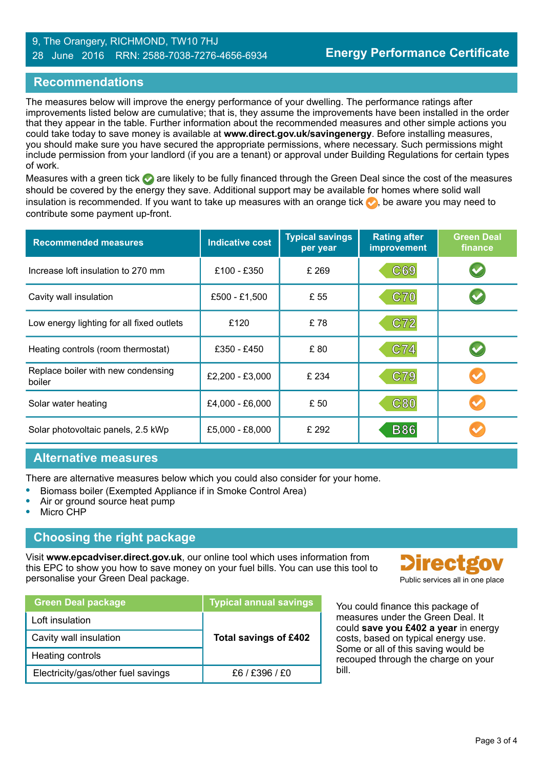9, The Orangery, RICHMOND, TW10 7HJ
28 June 2016 RRN: 2588-7038-7276-4656-6934

**Energy Performance Certificate**

## Recommendations

The measures below will improve the energy performance of your dwelling. The performance ratings after improvements listed below are cumulative; that is, they assume the improvements have been installed in the order that they appear in the table. Further information about the recommended measures and other simple actions you could take today to save money is available at **www.direct.gov.uk/savingenergy**. Before installing measures, you should make sure you have secured the appropriate permissions, where necessary. Such permissions might include permission from your landlord (if you are a tenant) or approval under Building Regulations for certain types of work.

Measures with a green tick ✔ are likely to be fully financed through the Green Deal since the cost of the measures should be covered by the energy they save. Additional support may be available for homes where solid wall insulation is recommended. If you want to take up measures with an orange tick ✔, be aware you may need to contribute some payment up-front.

| Recommended measures | Indicative cost | Typical savings per year | Rating after improvement | Green Deal finance |
|---|---|---|---|---|
| Increase loft insulation to 270 mm | £100 - £350 | £ 269 | C69 | ✔ (green) |
| Cavity wall insulation | £500 - £1,500 | £ 55 | C70 | ✔ (green) |
| Low energy lighting for all fixed outlets | £120 | £ 78 | C72 | |
| Heating controls (room thermostat) | £350 - £450 | £ 80 | C74 | ✔ (green) |
| Replace boiler with new condensing boiler | £2,200 - £3,000 | £ 234 | C79 | ✔ (orange) |
| Solar water heating | £4,000 - £6,000 | £ 50 | C80 | ✔ (orange) |
| Solar photovoltaic panels, 2.5 kWp | £5,000 - £8,000 | £ 292 | B86 | ✔ (orange) |

## Alternative measures

There are alternative measures below which you could also consider for your home.

- Biomass boiler (Exempted Appliance if in Smoke Control Area)
- Air or ground source heat pump
- Micro CHP

## Choosing the right package

Visit **www.epcadviser.direct.gov.uk**, our online tool which uses information from this EPC to show you how to save money on your fuel bills. You can use this tool to personalise your Green Deal package.

Directgov
Public services all in one place

| Green Deal package | Typical annual savings |
|---|---|
| Loft insulation | **Total savings of £402** |
| Cavity wall insulation | |
| Heating controls | |
| Electricity/gas/other fuel savings | £6 / £396 / £0 |

You could finance this package of measures under the Green Deal. It could **save you £402 a year** in energy costs, based on typical energy use. Some or all of this saving would be recouped through the charge on your bill.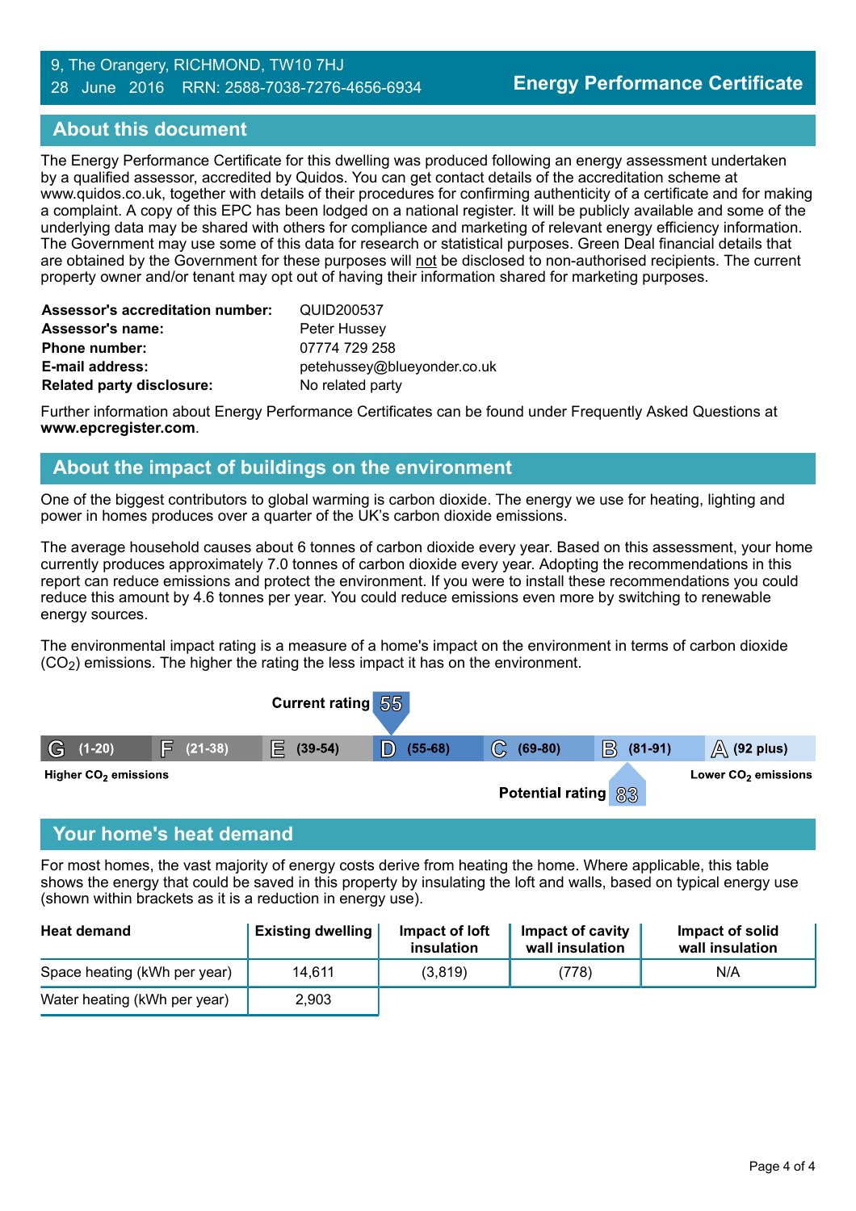9, The Orangery, RICHMOND, TW10 7HJ
28 June 2016 RRN: 2588-7038-7276-4656-6934

**Energy Performance Certificate**

## About this document

The Energy Performance Certificate for this dwelling was produced following an energy assessment undertaken by a qualified assessor, accredited by Quidos. You can get contact details of the accreditation scheme at www.quidos.co.uk, together with details of their procedures for confirming authenticity of a certificate and for making a complaint. A copy of this EPC has been lodged on a national register. It will be publicly available and some of the underlying data may be shared with others for compliance and marketing of relevant energy efficiency information. The Government may use some of this data for research or statistical purposes. Green Deal financial details that are obtained by the Government for these purposes will not be disclosed to non-authorised recipients. The current property owner and/or tenant may opt out of having their information shared for marketing purposes.

| | |
|---|---|
| **Assessor's accreditation number:** | QUID200537 |
| **Assessor's name:** | Peter Hussey |
| **Phone number:** | 07774 729 258 |
| **E-mail address:** | petehussey@blueyonder.co.uk |
| **Related party disclosure:** | No related party |

Further information about Energy Performance Certificates can be found under Frequently Asked Questions at **www.epcregister.com**.

## About the impact of buildings on the environment

One of the biggest contributors to global warming is carbon dioxide. The energy we use for heating, lighting and power in homes produces over a quarter of the UK's carbon dioxide emissions.

The average household causes about 6 tonnes of carbon dioxide every year. Based on this assessment, your home currently produces approximately 7.0 tonnes of carbon dioxide every year. Adopting the recommendations in this report can reduce emissions and protect the environment. If you were to install these recommendations you could reduce this amount by 4.6 tonnes per year. You could reduce emissions even more by switching to renewable energy sources.

The environmental impact rating is a measure of a home's impact on the environment in terms of carbon dioxide ($CO_2$) emissions. The higher the rating the less impact it has on the environment.

Current rating 55

G (1-20) F (21-38) E (39-54) D (55-68) C (69-80) B (81-91) A (92 plus)

Higher $CO_2$ emissions

Lower $CO_2$ emissions

Potential rating 83

## Your home's heat demand

For most homes, the vast majority of energy costs derive from heating the home. Where applicable, this table shows the energy that could be saved in this property by insulating the loft and walls, based on typical energy use (shown within brackets as it is a reduction in energy use).

| Heat demand | Existing dwelling | Impact of loft insulation | Impact of cavity wall insulation | Impact of solid wall insulation |
|---|---|---|---|---|
| Space heating (kWh per year) | 14,611 | (3,819) | (778) | N/A |
| Water heating (kWh per year) | 2,903 | | | |